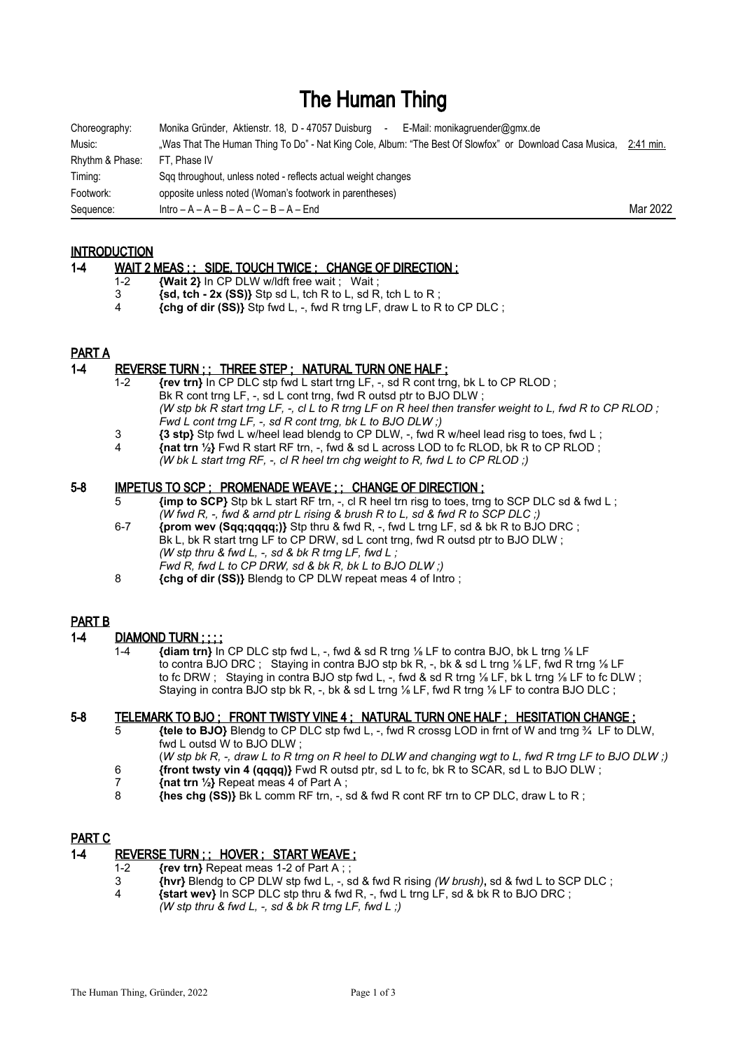# The Human Thing

| | | |
|---|---|---|
| Choreography: | Monika Gründer, Aktienstr. 18, D - 47057 Duisburg - E-Mail: monikagruender@gmx.de | |
| Music: | „Was That The Human Thing To Do" - Nat King Cole, Album: "The Best Of Slowfox" or Download Casa Musica, | 2:41 min. |
| Rhythm & Phase: | FT, Phase IV | |
| Timing: | Sqq throughout, unless noted - reflects actual weight changes | |
| Footwork: | opposite unless noted (Woman's footwork in parentheses) | |
| Sequence: | Intro – A – A – B – A – C – B – A – End | Mar 2022 |

## INTRODUCTION

### 1-4 WAIT 2 MEAS ; ; SIDE, TOUCH TWICE ; CHANGE OF DIRECTION ;

1-2 **{Wait 2}** In CP DLW w/ldft free wait ; Wait ;
3 **{sd, tch - 2x (SS)}** Stp sd L, tch R to L, sd R, tch L to R ;
4 **{chg of dir (SS)}** Stp fwd L, -, fwd R trng LF, draw L to R to CP DLC ;

## PART A

### 1-4 REVERSE TURN ; ; THREE STEP ; NATURAL TURN ONE HALF ;

1-2 **{rev trn}** In CP DLC stp fwd L start trng LF, -, sd R cont trng, bk L to CP RLOD ;
Bk R cont trng LF, -, sd L cont trng, fwd R outsd ptr to BJO DLW ;
*(W stp bk R start trng LF, -, cl L to R trng LF on R heel then transfer weight to L, fwd R to CP RLOD ;*
*Fwd L cont trng LF, -, sd R cont trng, bk L to BJO DLW ;)*
3 **{3 stp}** Stp fwd L w/heel lead blendg to CP DLW, -, fwd R w/heel lead risg to toes, fwd L ;
4 **{nat trn ½}** Fwd R start RF trn, -, fwd & sd L across LOD to fc RLOD, bk R to CP RLOD ;
*(W bk L start trng RF, -, cl R heel trn chg weight to R, fwd L to CP RLOD ;)*

### 5-8 IMPETUS TO SCP ; PROMENADE WEAVE ; ; CHANGE OF DIRECTION ;

5 **{imp to SCP}** Stp bk L start RF trn, -, cl R heel trn risg to toes, trng to SCP DLC sd & fwd L ;
*(W fwd R, -, fwd & arnd ptr L rising & brush R to L, sd & fwd R to SCP DLC ;)*
6-7 **{prom wev (Sqq;qqqq;)}** Stp thru & fwd R, -, fwd L trng LF, sd & bk R to BJO DRC ;
Bk L, bk R start trng LF to CP DRW, sd L cont trng, fwd R outsd ptr to BJO DLW ;
*(W stp thru & fwd L, -, sd & bk R trng LF, fwd L ;*
*Fwd R, fwd L to CP DRW, sd & bk R, bk L to BJO DLW ;)*
8 **{chg of dir (SS)}** Blendg to CP DLW repeat meas 4 of Intro ;

## PART B

### 1-4 DIAMOND TURN ; ; ; ;

1-4 **{diam trn}** In CP DLC stp fwd L, -, fwd & sd R trng ⅛ LF to contra BJO, bk L trng ⅛ LF to contra BJO DRC ; Staying in contra BJO stp bk R, -, bk & sd L trng ⅛ LF, fwd R trng ⅛ LF to fc DRW ; Staying in contra BJO stp fwd L, -, fwd & sd R trng ⅛ LF, bk L trng ⅛ LF to fc DLW ; Staying in contra BJO stp bk R, -, bk & sd L trng ⅛ LF, fwd R trng ⅛ LF to contra BJO DLC ;

### 5-8 TELEMARK TO BJO ; FRONT TWISTY VINE 4 ; NATURAL TURN ONE HALF ; HESITATION CHANGE ;

5 **{tele to BJO}** Blendg to CP DLC stp fwd L, -, fwd R crossg LOD in frnt of W and trng ¾ LF to DLW, fwd L outsd W to BJO DLW ;
(*W stp bk R, -, draw L to R trng on R heel to DLW and changing wgt to L, fwd R trng LF to BJO DLW ;)*
6 **{front twsty vin 4 (qqqq)}** Fwd R outsd ptr, sd L to fc, bk R to SCAR, sd L to BJO DLW ;
7 **{nat trn ½}** Repeat meas 4 of Part A ;
8 **{hes chg (SS)}** Bk L comm RF trn, -, sd & fwd R cont RF trn to CP DLC, draw L to R ;

## PART C

### 1-4 REVERSE TURN ; ; HOVER ; START WEAVE ;

1-2 **{rev trn}** Repeat meas 1-2 of Part A ; ;
3 **{hvr}** Blendg to CP DLW stp fwd L, -, sd & fwd R rising *(W brush)*, sd & fwd L to SCP DLC ;
4 **{start wev}** In SCP DLC stp thru & fwd R, -, fwd L trng LF, sd & bk R to BJO DRC ;
*(W stp thru & fwd L, -, sd & bk R trng LF, fwd L ;)*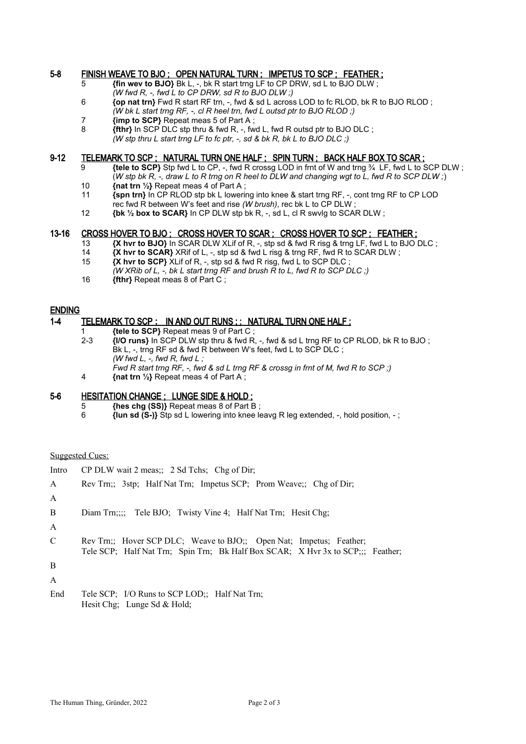## 5-8 FINISH WEAVE TO BJO ; OPEN NATURAL TURN ; IMPETUS TO SCP ; FEATHER ;

5 **{fin wev to BJO}** Bk L, -, bk R start trng LF to CP DRW, sd L to BJO DLW ;
*(W fwd R, -, fwd L to CP DRW, sd R to BJO DLW ;)*

6 **{op nat trn}** Fwd R start RF trn, -, fwd & sd L across LOD to fc RLOD, bk R to BJO RLOD ;
*(W bk L start trng RF, -, cl R heel trn, fwd L outsd ptr to BJO RLOD ;)*

7 **{imp to SCP}** Repeat meas 5 of Part A ;

8 **{fthr}** In SCP DLC stp thru & fwd R, -, fwd L, fwd R outsd ptr to BJO DLC ;
*(W stp thru L start trng LF to fc ptr, -, sd & bk R, bk L to BJO DLC ;)*

## 9-12 TELEMARK TO SCP ; NATURAL TURN ONE HALF ; SPIN TURN ; BACK HALF BOX TO SCAR ;

9 **{tele to SCP}** Stp fwd L to CP, -, fwd R crossg LOD in frnt of W and trng ¾ LF, fwd L to SCP DLW ;
(*W stp bk R, -, draw L to R trng on R heel to DLW and changing wgt to L, fwd R to SCP DLW ;*)

10 **{nat trn ½}** Repeat meas 4 of Part A ;

11 **{spn trn}** In CP RLOD stp bk L lowering into knee & start trng RF, -, cont trng RF to CP LOD rec fwd R between W's feet and rise *(W brush)*, rec bk L to CP DLW ;

12 **{bk ½ box to SCAR}** In CP DLW stp bk R, -, sd L, cl R swvlg to SCAR DLW ;

## 13-16 CROSS HOVER TO BJO ; CROSS HOVER TO SCAR ; CROSS HOVER TO SCP ; FEATHER ;

13 **{X hvr to BJO}** In SCAR DLW XLif of R, -, stp sd & fwd R risg & trng LF, fwd L to BJO DLC ;

14 **{X hvr to SCAR}** XRif of L, -, stp sd & fwd L risg & trng RF, fwd R to SCAR DLW ;

15 **{X hvr to SCP}** XLif of R, -, stp sd & fwd R risg, fwd L to SCP DLC ;
*(W XRib of L, -, bk L start trng RF and brush R to L, fwd R to SCP DLC ;)*

16 **{fthr}** Repeat meas 8 of Part C ;

# ENDING

## 1-4 TELEMARK TO SCP ; IN AND OUT RUNS ; ; NATURAL TURN ONE HALF ;

1 **{tele to SCP}** Repeat meas 9 of Part C ;

2-3 **{I/O runs}** In SCP DLW stp thru & fwd R, -, fwd & sd L trng RF to CP RLOD, bk R to BJO ;
Bk L, -, trng RF sd & fwd R between W's feet, fwd L to SCP DLC ;
*(W fwd L, -, fwd R, fwd L ;*
*Fwd R start trng RF, -, fwd & sd L trng RF & crossg in frnt of M, fwd R to SCP ;)*

4 **{nat trn ½}** Repeat meas 4 of Part A ;

## 5-6 HESITATION CHANGE ; LUNGE SIDE & HOLD ;

5 **{hes chg (SS)}** Repeat meas 8 of Part B ;

6 **{lun sd (S-)}** Stp sd L lowering into knee leavg R leg extended, -, hold position, - ;

Suggested Cues:

| | |
|---|---|
| Intro | CP DLW wait 2 meas;; 2 Sd Tchs; Chg of Dir; |
| A | Rev Trn;; 3stp; Half Nat Trn; Impetus SCP; Prom Weave;; Chg of Dir; |
| A | |
| B | Diam Trn;;;; Tele BJO; Twisty Vine 4; Half Nat Trn; Hesit Chg; |
| A | |
| C | Rev Trn;; Hover SCP DLC; Weave to BJO;; Open Nat; Impetus; Feather; Tele SCP; Half Nat Trn; Spin Trn; Bk Half Box SCAR; X Hvr 3x to SCP;;; Feather; |
| B | |
| A | |
| End | Tele SCP; I/O Runs to SCP LOD;; Half Nat Trn; Hesit Chg; Lunge Sd & Hold; |